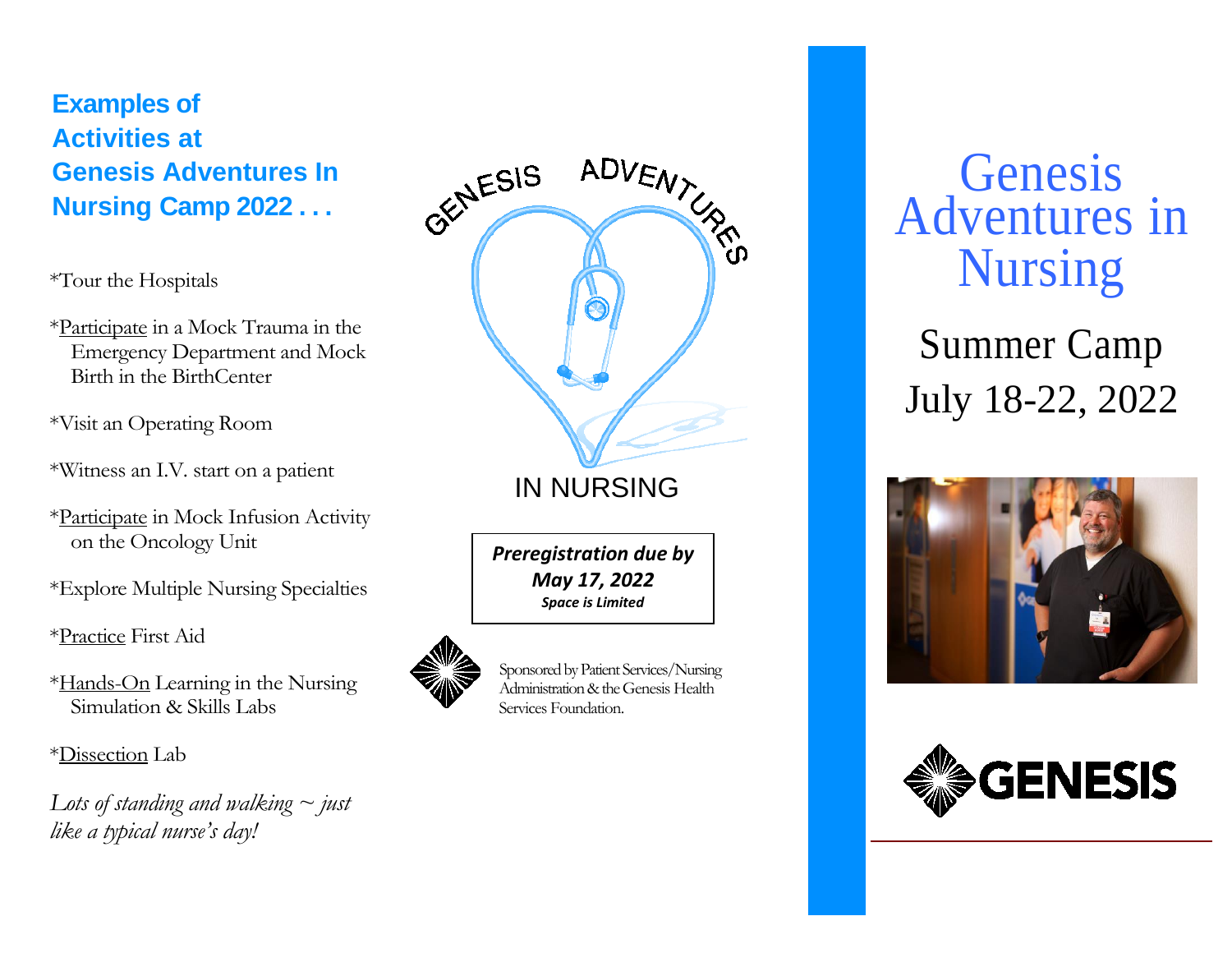## Examples of Activities at Genesis Adventures In Nursing Camp 2022 . . .

*Tour the Hospitals

*Participate in a Mock Trauma in the Emergency Department and Mock Birth in the BirthCenter

*Visit an Operating Room

*Witness an I.V. start on a patient

*Participate in Mock Infusion Activity on the Oncology Unit

*Explore Multiple Nursing Specialties

*Practice First Aid

*Hands-On Learning in the Nursing Simulation & Skills Labs

*Dissection Lab

*Lots of standing and walking ~ just like a typical nurse's day!*

GENESIS ADVENTURES

IN NURSING

***Preregistration due by May 17, 2022***
***Space is Limited***

Sponsored by Patient Services/Nursing Administration & the Genesis Health Services Foundation.

# Genesis Adventures in Nursing

## Summer Camp
## July 18-22, 2022

GENESIS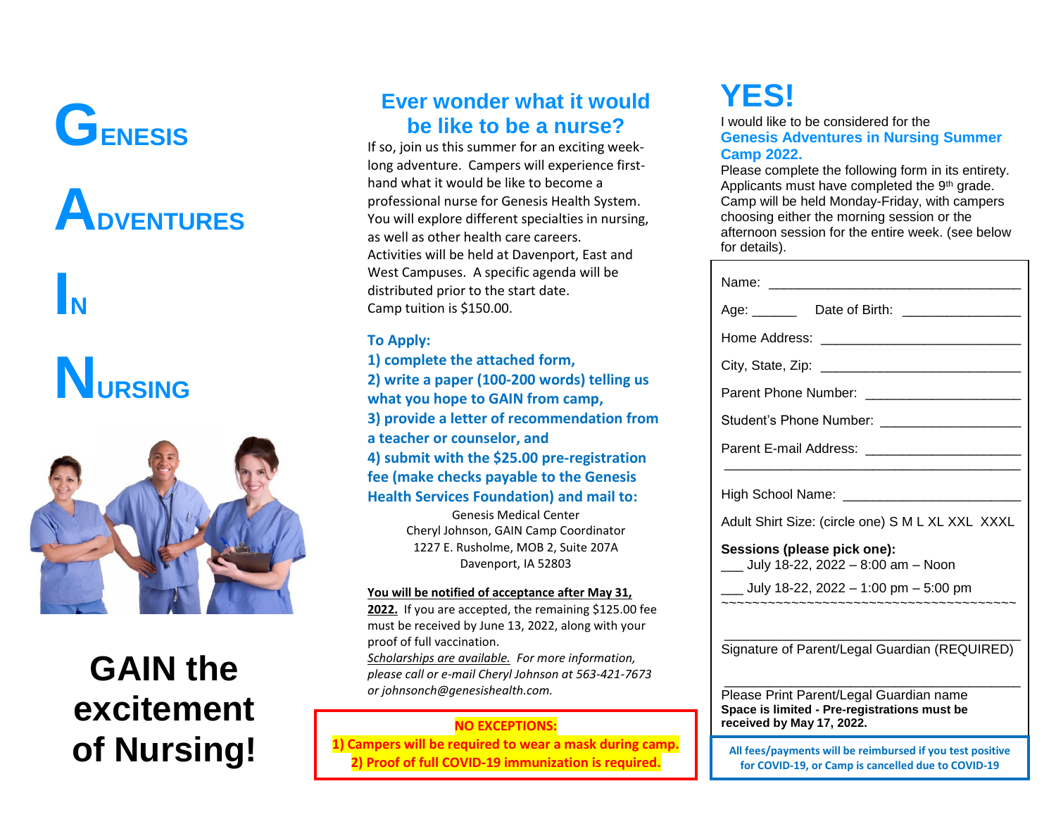# GENESIS

# ADVENTURES

# IN

# NURSING

## GAIN the excitement of Nursing!

## Ever wonder what it would be like to be a nurse?

If so, join us this summer for an exciting week-long adventure. Campers will experience first-hand what it would be like to become a professional nurse for Genesis Health System. You will explore different specialties in nursing, as well as other health care careers. Activities will be held at Davenport, East and West Campuses. A specific agenda will be distributed prior to the start date.
Camp tuition is $150.00.

**To Apply:**
**1) complete the attached form,**
**2) write a paper (100-200 words) telling us what you hope to GAIN from camp,**
**3) provide a letter of recommendation from a teacher or counselor, and**
**4) submit with the $25.00 pre-registration fee (make checks payable to the Genesis Health Services Foundation) and mail to:**

Genesis Medical Center
Cheryl Johnson, GAIN Camp Coordinator
1227 E. Rusholme, MOB 2, Suite 207A
Davenport, IA 52803

**You will be notified of acceptance after May 31, 2022.** If you are accepted, the remaining $125.00 fee must be received by June 13, 2022, along with your proof of full vaccination.
*Scholarships are available. For more information, please call or e-mail Cheryl Johnson at 563-421-7673 or johnsonch@genesishealth.com.*

**NO EXCEPTIONS:**
**1) Campers will be required to wear a mask during camp.**
**2) Proof of full COVID-19 immunization is required.**

# YES!

I would like to be considered for the **Genesis Adventures in Nursing Summer Camp 2022.**
Please complete the following form in its entirety. Applicants must have completed the 9th grade. Camp will be held Monday-Friday, with campers choosing either the morning session or the afternoon session for the entire week. (see below for details).

Name: ______________________________

Age: ______ Date of Birth: ________________

Home Address: ___________________________

City, State, Zip: ___________________________

Parent Phone Number: _____________________

Student's Phone Number: ___________________

Parent E-mail Address: _____________________
_________________________________________

High School Name: ________________________

Adult Shirt Size: (circle one) S M L XL XXL XXXL

**Sessions (please pick one):**
___ July 18-22, 2022 – 8:00 am – Noon
___ July 18-22, 2022 – 1:00 pm – 5:00 pm
~~~~~~~~~~~~~~~~~~~~~~~~~~~~~~~~~~~~~~~~

_________________________________________
Signature of Parent/Legal Guardian (REQUIRED)

_________________________________________
Please Print Parent/Legal Guardian name

**Space is limited - Pre-registrations must be received by May 17, 2022.**

**All fees/payments will be reimbursed if you test positive for COVID-19, or Camp is cancelled due to COVID-19**